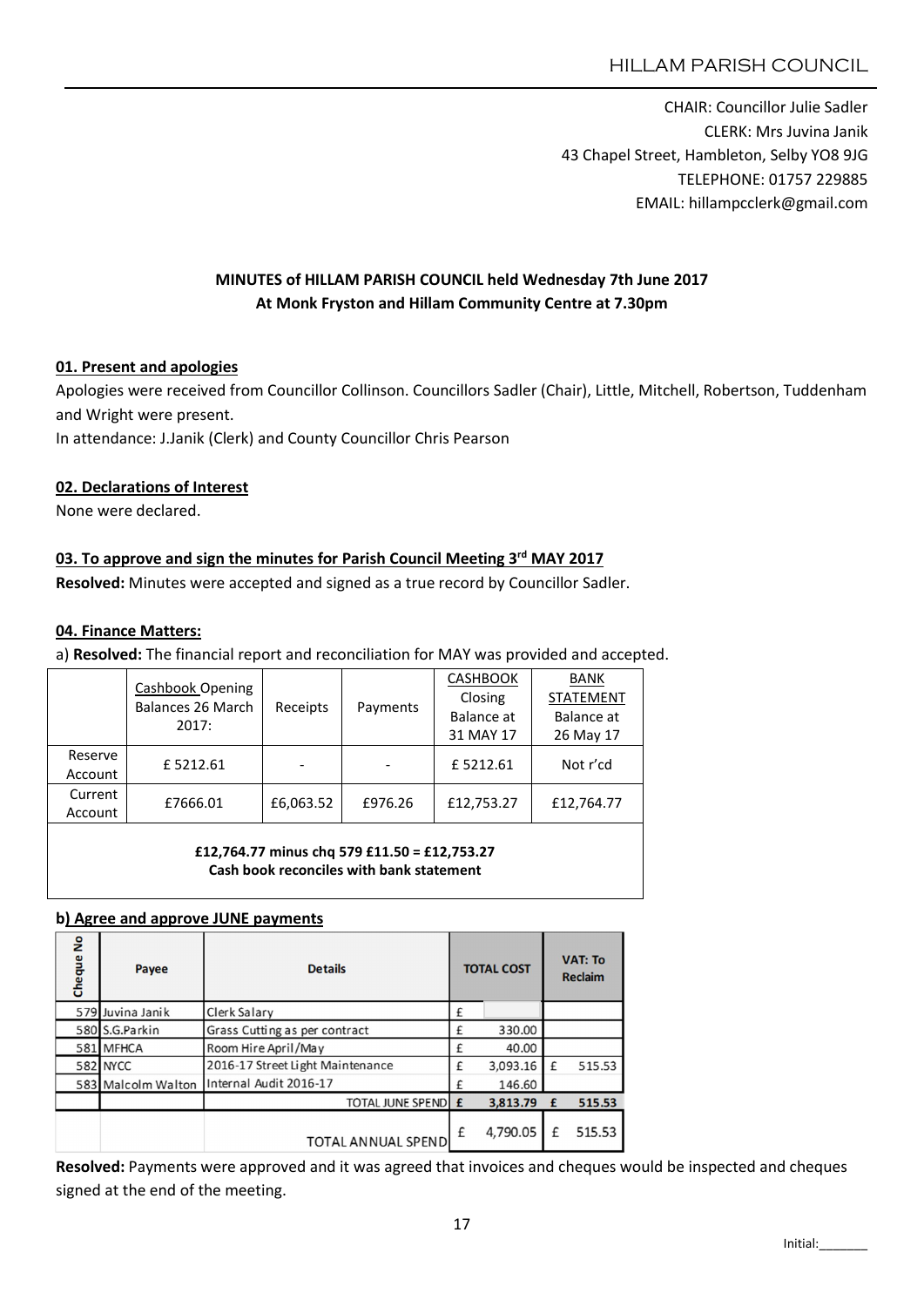HILLAM PARISH COUNCIL

CHAIR: Councillor Julie Sadler
CLERK: Mrs Juvina Janik
43 Chapel Street, Hambleton, Selby YO8 9JG
TELEPHONE: 01757 229885
EMAIL: hillampcclerk@gmail.com

**MINUTES of HILLAM PARISH COUNCIL held Wednesday 7th June 2017**
**At Monk Fryston and Hillam Community Centre at 7.30pm**

## 01. Present and apologies

Apologies were received from Councillor Collinson. Councillors Sadler (Chair), Little, Mitchell, Robertson, Tuddenham and Wright were present.
In attendance: J.Janik (Clerk) and County Councillor Chris Pearson

## 02. Declarations of Interest

None were declared.

## 03. To approve and sign the minutes for Parish Council Meeting 3rd MAY 2017

**Resolved:** Minutes were accepted and signed as a true record by Councillor Sadler.

## 04. Finance Matters:

a) **Resolved:** The financial report and reconciliation for MAY was provided and accepted.

| | Cashbook Opening Balances 26 March 2017: | Receipts | Payments | CASHBOOK Closing Balance at 31 MAY 17 | BANK STATEMENT Balance at 26 May 17 |
|---|---|---|---|---|---|
| Reserve Account | £ 5212.61 | - | - | £ 5212.61 | Not r'cd |
| Current Account | £7666.01 | £6,063.52 | £976.26 | £12,753.27 | £12,764.77 |

**£12,764.77 minus chq 579 £11.50 = £12,753.27**
**Cash book reconciles with bank statement**

**b) Agree and approve JUNE payments**

| Cheque No | Payee | Details | TOTAL COST | | VAT: To Reclaim | |
|---|---|---|---|---|---|---|
| 579 | Juvina Janik | Clerk Salary | £ | | | |
| 580 | S.G.Parkin | Grass Cutting as per contract | £ | 330.00 | | |
| 581 | MFHCA | Room Hire April/May | £ | 40.00 | | |
| 582 | NYCC | 2016-17 Street Light Maintenance | £ | 3,093.16 | £ | 515.53 |
| 583 | Malcolm Walton | Internal Audit 2016-17 | £ | 146.60 | | |
| | | TOTAL JUNE SPEND | £ | 3,813.79 | £ | 515.53 |
| | | TOTAL ANNUAL SPEND | £ | 4,790.05 | £ | 515.53 |

**Resolved:** Payments were approved and it was agreed that invoices and cheques would be inspected and cheques signed at the end of the meeting.

Initial:_______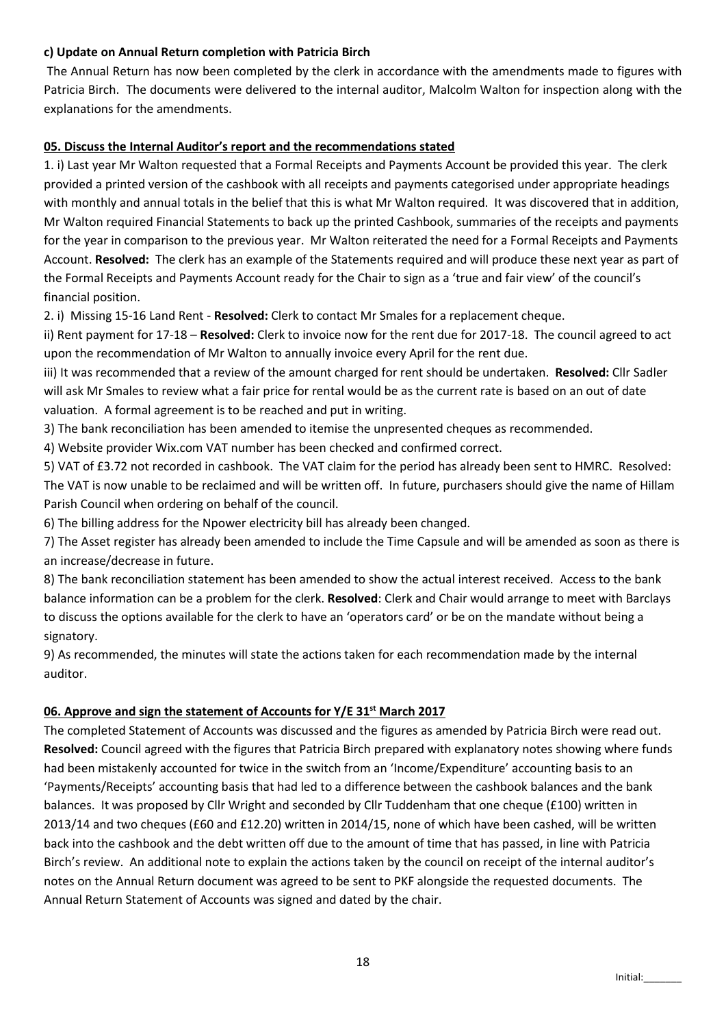**c) Update on Annual Return completion with Patricia Birch**

The Annual Return has now been completed by the clerk in accordance with the amendments made to figures with Patricia Birch. The documents were delivered to the internal auditor, Malcolm Walton for inspection along with the explanations for the amendments.

**05. Discuss the Internal Auditor's report and the recommendations stated**

1. i) Last year Mr Walton requested that a Formal Receipts and Payments Account be provided this year. The clerk provided a printed version of the cashbook with all receipts and payments categorised under appropriate headings with monthly and annual totals in the belief that this is what Mr Walton required. It was discovered that in addition, Mr Walton required Financial Statements to back up the printed Cashbook, summaries of the receipts and payments for the year in comparison to the previous year. Mr Walton reiterated the need for a Formal Receipts and Payments Account. **Resolved:** The clerk has an example of the Statements required and will produce these next year as part of the Formal Receipts and Payments Account ready for the Chair to sign as a 'true and fair view' of the council's financial position.

2. i) Missing 15-16 Land Rent - **Resolved:** Clerk to contact Mr Smales for a replacement cheque.

ii) Rent payment for 17-18 – **Resolved:** Clerk to invoice now for the rent due for 2017-18. The council agreed to act upon the recommendation of Mr Walton to annually invoice every April for the rent due.

iii) It was recommended that a review of the amount charged for rent should be undertaken. **Resolved:** Cllr Sadler will ask Mr Smales to review what a fair price for rental would be as the current rate is based on an out of date valuation. A formal agreement is to be reached and put in writing.

3) The bank reconciliation has been amended to itemise the unpresented cheques as recommended.

4) Website provider Wix.com VAT number has been checked and confirmed correct.

5) VAT of £3.72 not recorded in cashbook. The VAT claim for the period has already been sent to HMRC. Resolved: The VAT is now unable to be reclaimed and will be written off. In future, purchasers should give the name of Hillam Parish Council when ordering on behalf of the council.

6) The billing address for the Npower electricity bill has already been changed.

7) The Asset register has already been amended to include the Time Capsule and will be amended as soon as there is an increase/decrease in future.

8) The bank reconciliation statement has been amended to show the actual interest received. Access to the bank balance information can be a problem for the clerk. **Resolved**: Clerk and Chair would arrange to meet with Barclays to discuss the options available for the clerk to have an 'operators card' or be on the mandate without being a signatory.

9) As recommended, the minutes will state the actions taken for each recommendation made by the internal auditor.

**06. Approve and sign the statement of Accounts for Y/E 31st March 2017**

The completed Statement of Accounts was discussed and the figures as amended by Patricia Birch were read out. **Resolved:** Council agreed with the figures that Patricia Birch prepared with explanatory notes showing where funds had been mistakenly accounted for twice in the switch from an 'Income/Expenditure' accounting basis to an 'Payments/Receipts' accounting basis that had led to a difference between the cashbook balances and the bank balances. It was proposed by Cllr Wright and seconded by Cllr Tuddenham that one cheque (£100) written in 2013/14 and two cheques (£60 and £12.20) written in 2014/15, none of which have been cashed, will be written back into the cashbook and the debt written off due to the amount of time that has passed, in line with Patricia Birch's review. An additional note to explain the actions taken by the council on receipt of the internal auditor's notes on the Annual Return document was agreed to be sent to PKF alongside the requested documents. The Annual Return Statement of Accounts was signed and dated by the chair.

Initial:_______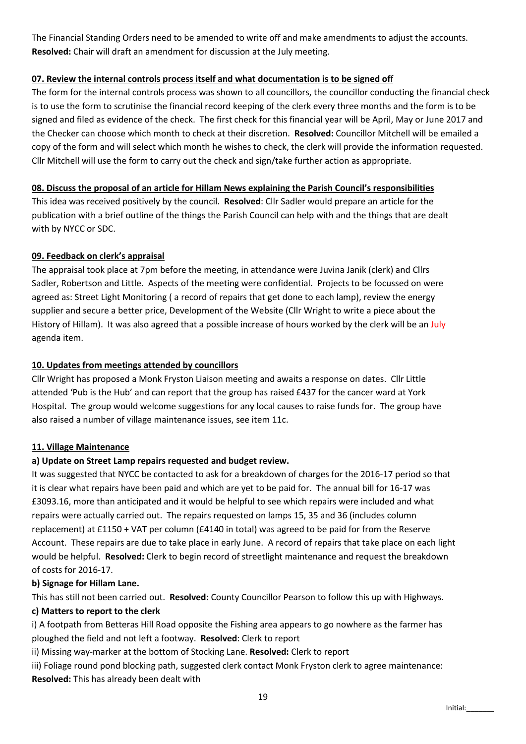The Financial Standing Orders need to be amended to write off and make amendments to adjust the accounts. **Resolved:** Chair will draft an amendment for discussion at the July meeting.

**07. Review the internal controls process itself and what documentation is to be signed off**

The form for the internal controls process was shown to all councillors, the councillor conducting the financial check is to use the form to scrutinise the financial record keeping of the clerk every three months and the form is to be signed and filed as evidence of the check. The first check for this financial year will be April, May or June 2017 and the Checker can choose which month to check at their discretion. **Resolved:** Councillor Mitchell will be emailed a copy of the form and will select which month he wishes to check, the clerk will provide the information requested. Cllr Mitchell will use the form to carry out the check and sign/take further action as appropriate.

**08. Discuss the proposal of an article for Hillam News explaining the Parish Council's responsibilities**

This idea was received positively by the council. **Resolved**: Cllr Sadler would prepare an article for the publication with a brief outline of the things the Parish Council can help with and the things that are dealt with by NYCC or SDC.

**09. Feedback on clerk's appraisal**

The appraisal took place at 7pm before the meeting, in attendance were Juvina Janik (clerk) and Cllrs Sadler, Robertson and Little. Aspects of the meeting were confidential. Projects to be focussed on were agreed as: Street Light Monitoring ( a record of repairs that get done to each lamp), review the energy supplier and secure a better price, Development of the Website (Cllr Wright to write a piece about the History of Hillam). It was also agreed that a possible increase of hours worked by the clerk will be an July agenda item.

**10. Updates from meetings attended by councillors**

Cllr Wright has proposed a Monk Fryston Liaison meeting and awaits a response on dates. Cllr Little attended 'Pub is the Hub' and can report that the group has raised £437 for the cancer ward at York Hospital. The group would welcome suggestions for any local causes to raise funds for. The group have also raised a number of village maintenance issues, see item 11c.

**11. Village Maintenance**

**a) Update on Street Lamp repairs requested and budget review.**

It was suggested that NYCC be contacted to ask for a breakdown of charges for the 2016-17 period so that it is clear what repairs have been paid and which are yet to be paid for. The annual bill for 16-17 was £3093.16, more than anticipated and it would be helpful to see which repairs were included and what repairs were actually carried out. The repairs requested on lamps 15, 35 and 36 (includes column replacement) at £1150 + VAT per column (£4140 in total) was agreed to be paid for from the Reserve Account. These repairs are due to take place in early June. A record of repairs that take place on each light would be helpful. **Resolved:** Clerk to begin record of streetlight maintenance and request the breakdown of costs for 2016-17.

**b) Signage for Hillam Lane.**

This has still not been carried out. **Resolved:** County Councillor Pearson to follow this up with Highways.

**c) Matters to report to the clerk**

i) A footpath from Betteras Hill Road opposite the Fishing area appears to go nowhere as the farmer has ploughed the field and not left a footway. **Resolved**: Clerk to report

ii) Missing way-marker at the bottom of Stocking Lane. **Resolved:** Clerk to report

iii) Foliage round pond blocking path, suggested clerk contact Monk Fryston clerk to agree maintenance: **Resolved:** This has already been dealt with

Initial:_______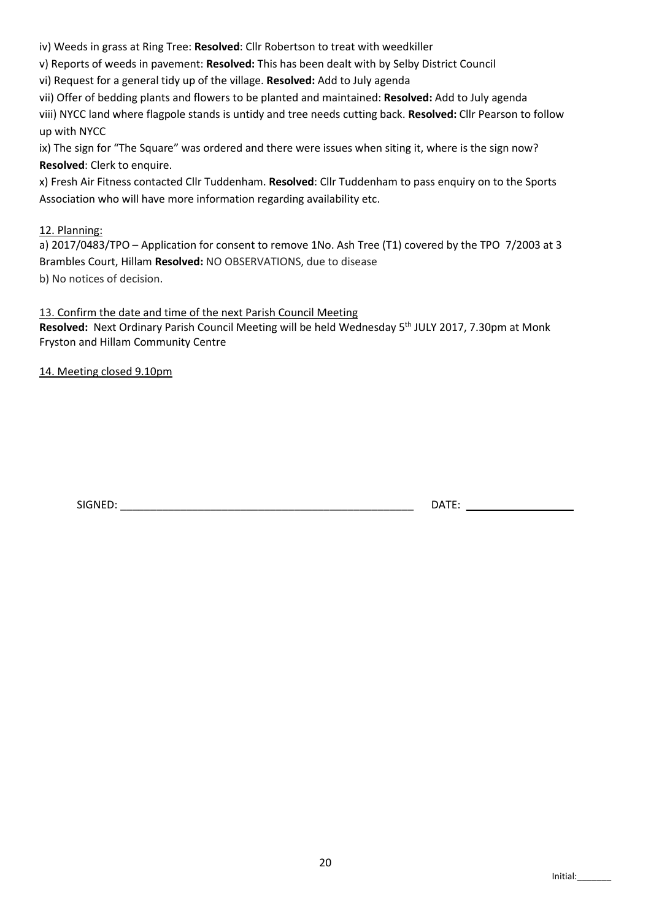iv) Weeds in grass at Ring Tree: **Resolved**: Cllr Robertson to treat with weedkiller

v) Reports of weeds in pavement: **Resolved:** This has been dealt with by Selby District Council

vi) Request for a general tidy up of the village. **Resolved:** Add to July agenda

vii) Offer of bedding plants and flowers to be planted and maintained: **Resolved:** Add to July agenda

viii) NYCC land where flagpole stands is untidy and tree needs cutting back. **Resolved:** Cllr Pearson to follow up with NYCC

ix) The sign for "The Square" was ordered and there were issues when siting it, where is the sign now? **Resolved**: Clerk to enquire.

x) Fresh Air Fitness contacted Cllr Tuddenham. **Resolved**: Cllr Tuddenham to pass enquiry on to the Sports Association who will have more information regarding availability etc.

12. Planning:

a) 2017/0483/TPO – Application for consent to remove 1No. Ash Tree (T1) covered by the TPO 7/2003 at 3 Brambles Court, Hillam **Resolved:** NO OBSERVATIONS, due to disease

b) No notices of decision.

13. Confirm the date and time of the next Parish Council Meeting

**Resolved:** Next Ordinary Parish Council Meeting will be held Wednesday 5th JULY 2017, 7.30pm at Monk Fryston and Hillam Community Centre

14. Meeting closed 9.10pm

SIGNED: ___________________________________________________ DATE: ___________________

Initial:_______